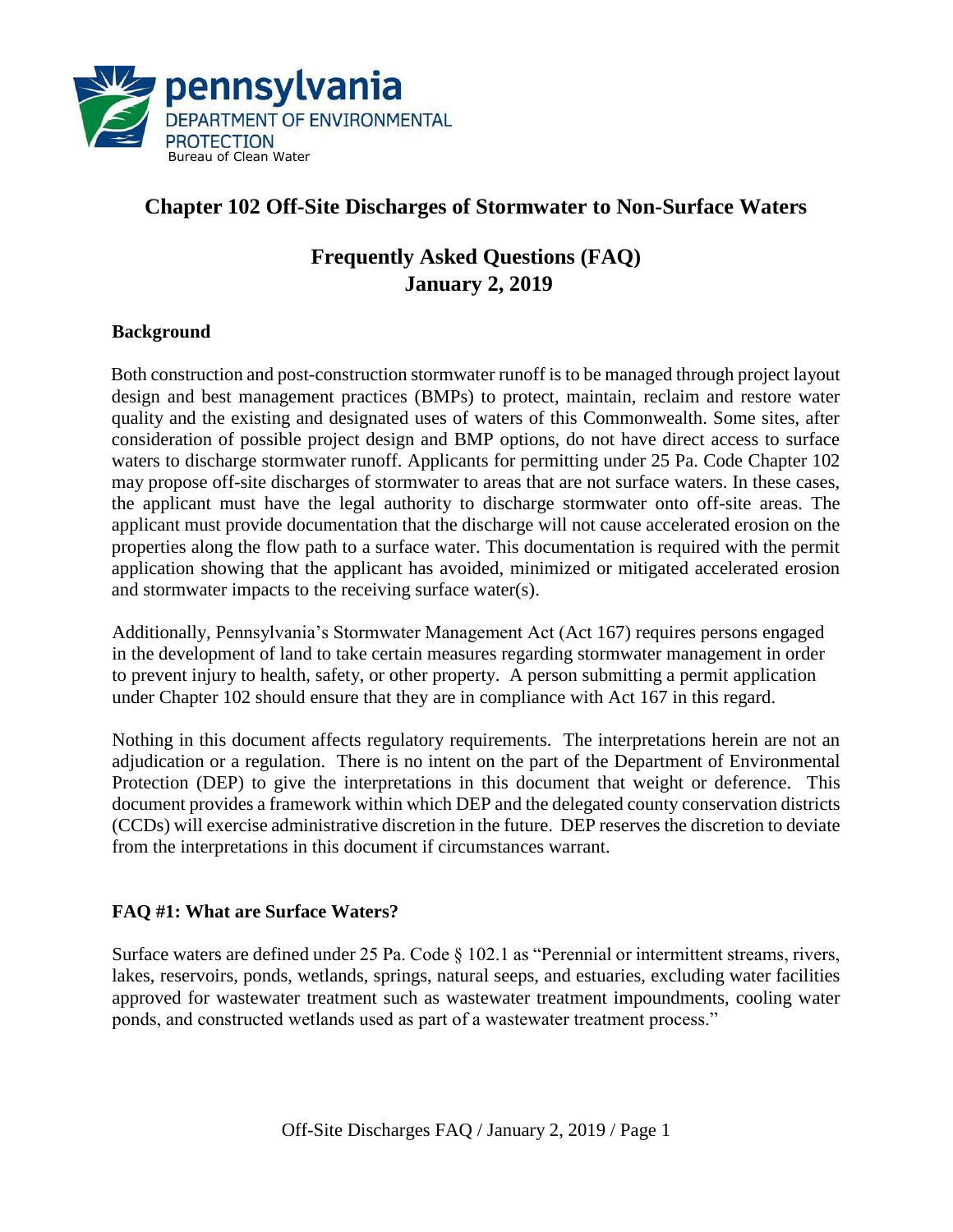pennsylvania
DEPARTMENT OF ENVIRONMENTAL PROTECTION
Bureau of Clean Water

# Chapter 102 Off-Site Discharges of Stormwater to Non-Surface Waters

## Frequently Asked Questions (FAQ)
## January 2, 2019

### Background

Both construction and post-construction stormwater runoff is to be managed through project layout design and best management practices (BMPs) to protect, maintain, reclaim and restore water quality and the existing and designated uses of waters of this Commonwealth. Some sites, after consideration of possible project design and BMP options, do not have direct access to surface waters to discharge stormwater runoff. Applicants for permitting under 25 Pa. Code Chapter 102 may propose off-site discharges of stormwater to areas that are not surface waters. In these cases, the applicant must have the legal authority to discharge stormwater onto off-site areas. The applicant must provide documentation that the discharge will not cause accelerated erosion on the properties along the flow path to a surface water. This documentation is required with the permit application showing that the applicant has avoided, minimized or mitigated accelerated erosion and stormwater impacts to the receiving surface water(s).

Additionally, Pennsylvania's Stormwater Management Act (Act 167) requires persons engaged in the development of land to take certain measures regarding stormwater management in order to prevent injury to health, safety, or other property. A person submitting a permit application under Chapter 102 should ensure that they are in compliance with Act 167 in this regard.

Nothing in this document affects regulatory requirements. The interpretations herein are not an adjudication or a regulation. There is no intent on the part of the Department of Environmental Protection (DEP) to give the interpretations in this document that weight or deference. This document provides a framework within which DEP and the delegated county conservation districts (CCDs) will exercise administrative discretion in the future. DEP reserves the discretion to deviate from the interpretations in this document if circumstances warrant.

### FAQ #1: What are Surface Waters?

Surface waters are defined under 25 Pa. Code § 102.1 as "Perennial or intermittent streams, rivers, lakes, reservoirs, ponds, wetlands, springs, natural seeps, and estuaries, excluding water facilities approved for wastewater treatment such as wastewater treatment impoundments, cooling water ponds, and constructed wetlands used as part of a wastewater treatment process."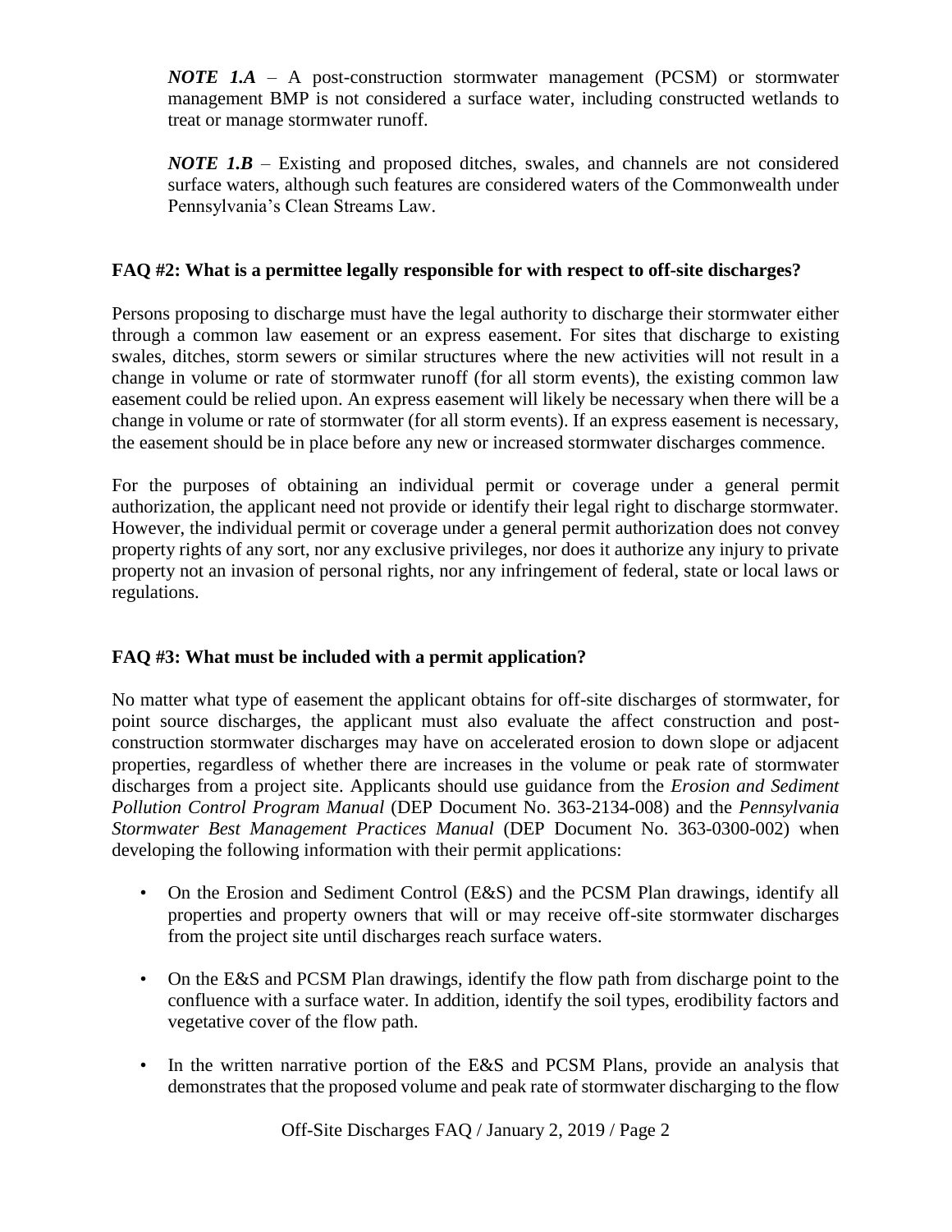*NOTE 1.A* – A post-construction stormwater management (PCSM) or stormwater management BMP is not considered a surface water, including constructed wetlands to treat or manage stormwater runoff.

*NOTE 1.B* – Existing and proposed ditches, swales, and channels are not considered surface waters, although such features are considered waters of the Commonwealth under Pennsylvania's Clean Streams Law.

### FAQ #2: What is a permittee legally responsible for with respect to off-site discharges?

Persons proposing to discharge must have the legal authority to discharge their stormwater either through a common law easement or an express easement. For sites that discharge to existing swales, ditches, storm sewers or similar structures where the new activities will not result in a change in volume or rate of stormwater runoff (for all storm events), the existing common law easement could be relied upon. An express easement will likely be necessary when there will be a change in volume or rate of stormwater (for all storm events). If an express easement is necessary, the easement should be in place before any new or increased stormwater discharges commence.

For the purposes of obtaining an individual permit or coverage under a general permit authorization, the applicant need not provide or identify their legal right to discharge stormwater. However, the individual permit or coverage under a general permit authorization does not convey property rights of any sort, nor any exclusive privileges, nor does it authorize any injury to private property not an invasion of personal rights, nor any infringement of federal, state or local laws or regulations.

### FAQ #3: What must be included with a permit application?

No matter what type of easement the applicant obtains for off-site discharges of stormwater, for point source discharges, the applicant must also evaluate the affect construction and post-construction stormwater discharges may have on accelerated erosion to down slope or adjacent properties, regardless of whether there are increases in the volume or peak rate of stormwater discharges from a project site. Applicants should use guidance from the *Erosion and Sediment Pollution Control Program Manual* (DEP Document No. 363-2134-008) and the *Pennsylvania Stormwater Best Management Practices Manual* (DEP Document No. 363-0300-002) when developing the following information with their permit applications:

- On the Erosion and Sediment Control (E&S) and the PCSM Plan drawings, identify all properties and property owners that will or may receive off-site stormwater discharges from the project site until discharges reach surface waters.
- On the E&S and PCSM Plan drawings, identify the flow path from discharge point to the confluence with a surface water. In addition, identify the soil types, erodibility factors and vegetative cover of the flow path.
- In the written narrative portion of the E&S and PCSM Plans, provide an analysis that demonstrates that the proposed volume and peak rate of stormwater discharging to the flow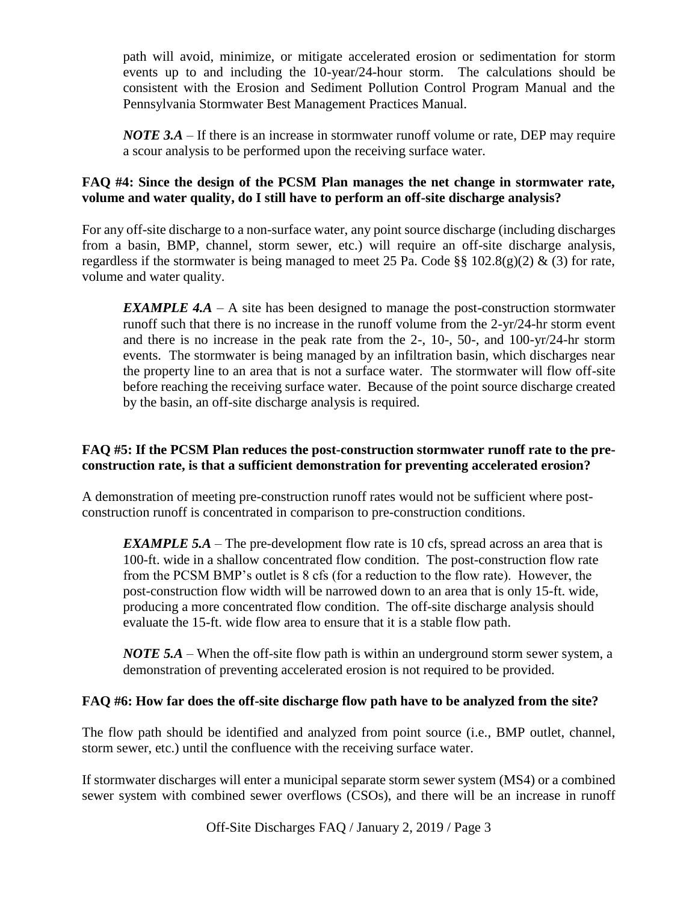path will avoid, minimize, or mitigate accelerated erosion or sedimentation for storm events up to and including the 10-year/24-hour storm. The calculations should be consistent with the Erosion and Sediment Pollution Control Program Manual and the Pennsylvania Stormwater Best Management Practices Manual.

> ***NOTE 3.A*** – If there is an increase in stormwater runoff volume or rate, DEP may require a scour analysis to be performed upon the receiving surface water.

**FAQ #4: Since the design of the PCSM Plan manages the net change in stormwater rate, volume and water quality, do I still have to perform an off-site discharge analysis?**

For any off-site discharge to a non-surface water, any point source discharge (including discharges from a basin, BMP, channel, storm sewer, etc.) will require an off-site discharge analysis, regardless if the stormwater is being managed to meet 25 Pa. Code §§ 102.8(g)(2) & (3) for rate, volume and water quality.

> ***EXAMPLE 4.A*** – A site has been designed to manage the post-construction stormwater runoff such that there is no increase in the runoff volume from the 2-yr/24-hr storm event and there is no increase in the peak rate from the 2-, 10-, 50-, and 100-yr/24-hr storm events. The stormwater is being managed by an infiltration basin, which discharges near the property line to an area that is not a surface water. The stormwater will flow off-site before reaching the receiving surface water. Because of the point source discharge created by the basin, an off-site discharge analysis is required.

**FAQ #5: If the PCSM Plan reduces the post-construction stormwater runoff rate to the pre-construction rate, is that a sufficient demonstration for preventing accelerated erosion?**

A demonstration of meeting pre-construction runoff rates would not be sufficient where post-construction runoff is concentrated in comparison to pre-construction conditions.

> ***EXAMPLE 5.A*** – The pre-development flow rate is 10 cfs, spread across an area that is 100-ft. wide in a shallow concentrated flow condition. The post-construction flow rate from the PCSM BMP's outlet is 8 cfs (for a reduction to the flow rate). However, the post-construction flow width will be narrowed down to an area that is only 15-ft. wide, producing a more concentrated flow condition. The off-site discharge analysis should evaluate the 15-ft. wide flow area to ensure that it is a stable flow path.
>
> ***NOTE 5.A*** – When the off-site flow path is within an underground storm sewer system, a demonstration of preventing accelerated erosion is not required to be provided.

**FAQ #6: How far does the off-site discharge flow path have to be analyzed from the site?**

The flow path should be identified and analyzed from point source (i.e., BMP outlet, channel, storm sewer, etc.) until the confluence with the receiving surface water.

If stormwater discharges will enter a municipal separate storm sewer system (MS4) or a combined sewer system with combined sewer overflows (CSOs), and there will be an increase in runoff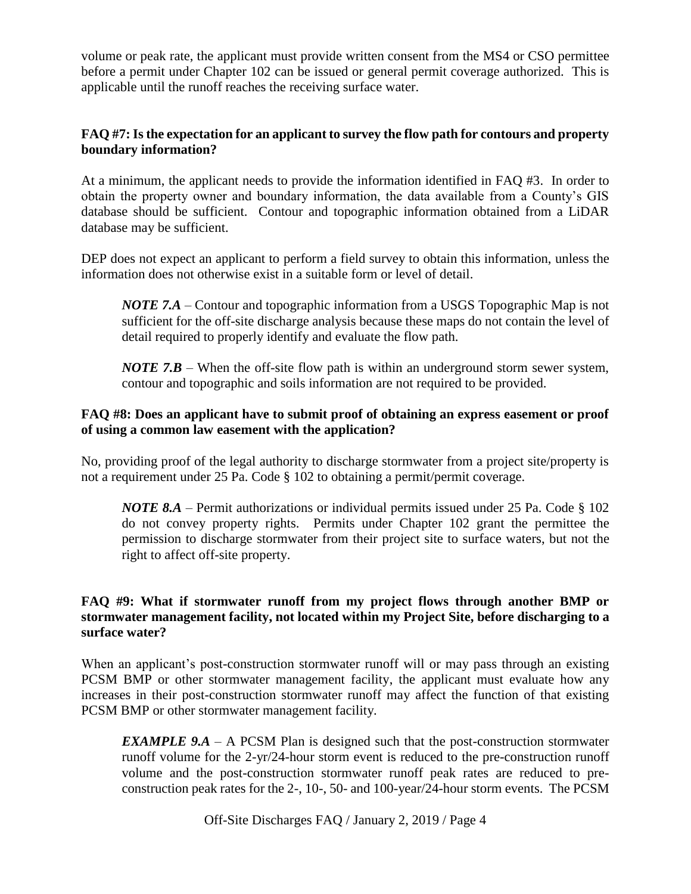volume or peak rate, the applicant must provide written consent from the MS4 or CSO permittee before a permit under Chapter 102 can be issued or general permit coverage authorized. This is applicable until the runoff reaches the receiving surface water.

**FAQ #7: Is the expectation for an applicant to survey the flow path for contours and property boundary information?**

At a minimum, the applicant needs to provide the information identified in FAQ #3. In order to obtain the property owner and boundary information, the data available from a County's GIS database should be sufficient. Contour and topographic information obtained from a LiDAR database may be sufficient.

DEP does not expect an applicant to perform a field survey to obtain this information, unless the information does not otherwise exist in a suitable form or level of detail.

> ***NOTE 7.A*** – Contour and topographic information from a USGS Topographic Map is not sufficient for the off-site discharge analysis because these maps do not contain the level of detail required to properly identify and evaluate the flow path.
>
> ***NOTE 7.B*** – When the off-site flow path is within an underground storm sewer system, contour and topographic and soils information are not required to be provided.

**FAQ #8: Does an applicant have to submit proof of obtaining an express easement or proof of using a common law easement with the application?**

No, providing proof of the legal authority to discharge stormwater from a project site/property is not a requirement under 25 Pa. Code § 102 to obtaining a permit/permit coverage.

> ***NOTE 8.A*** – Permit authorizations or individual permits issued under 25 Pa. Code § 102 do not convey property rights. Permits under Chapter 102 grant the permittee the permission to discharge stormwater from their project site to surface waters, but not the right to affect off-site property.

**FAQ #9: What if stormwater runoff from my project flows through another BMP or stormwater management facility, not located within my Project Site, before discharging to a surface water?**

When an applicant's post-construction stormwater runoff will or may pass through an existing PCSM BMP or other stormwater management facility, the applicant must evaluate how any increases in their post-construction stormwater runoff may affect the function of that existing PCSM BMP or other stormwater management facility.

> ***EXAMPLE 9.A*** – A PCSM Plan is designed such that the post-construction stormwater runoff volume for the 2-yr/24-hour storm event is reduced to the pre-construction runoff volume and the post-construction stormwater runoff peak rates are reduced to pre-construction peak rates for the 2-, 10-, 50- and 100-year/24-hour storm events. The PCSM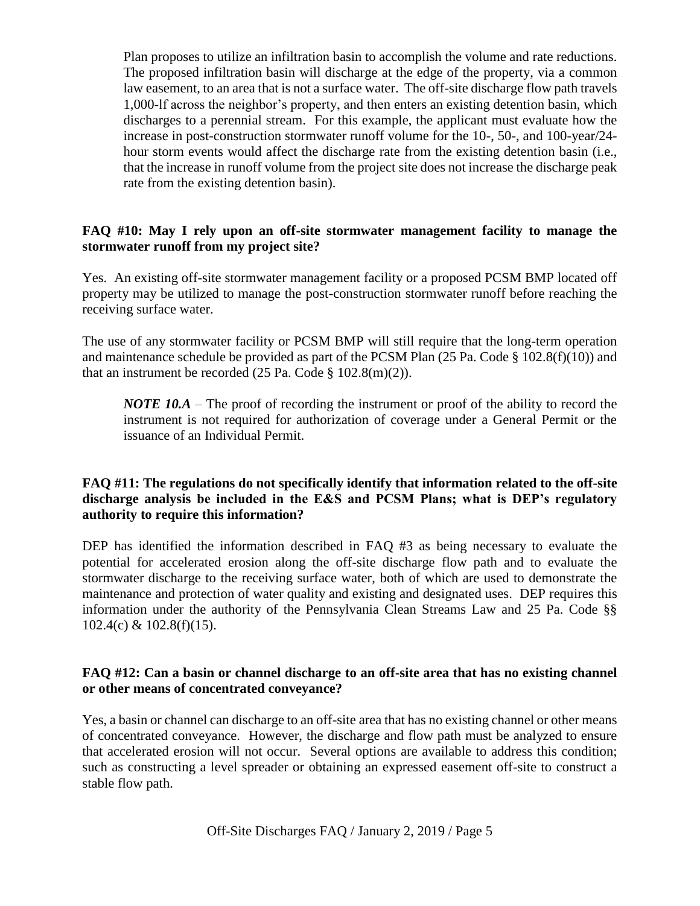Plan proposes to utilize an infiltration basin to accomplish the volume and rate reductions. The proposed infiltration basin will discharge at the edge of the property, via a common law easement, to an area that is not a surface water. The off-site discharge flow path travels 1,000-lf across the neighbor's property, and then enters an existing detention basin, which discharges to a perennial stream. For this example, the applicant must evaluate how the increase in post-construction stormwater runoff volume for the 10-, 50-, and 100-year/24-hour storm events would affect the discharge rate from the existing detention basin (i.e., that the increase in runoff volume from the project site does not increase the discharge peak rate from the existing detention basin).

**FAQ #10: May I rely upon an off-site stormwater management facility to manage the stormwater runoff from my project site?**

Yes. An existing off-site stormwater management facility or a proposed PCSM BMP located off property may be utilized to manage the post-construction stormwater runoff before reaching the receiving surface water.

The use of any stormwater facility or PCSM BMP will still require that the long-term operation and maintenance schedule be provided as part of the PCSM Plan (25 Pa. Code § 102.8(f)(10)) and that an instrument be recorded (25 Pa. Code § 102.8(m)(2)).

> ***NOTE 10.A*** – The proof of recording the instrument or proof of the ability to record the instrument is not required for authorization of coverage under a General Permit or the issuance of an Individual Permit.

**FAQ #11: The regulations do not specifically identify that information related to the off-site discharge analysis be included in the E&S and PCSM Plans; what is DEP's regulatory authority to require this information?**

DEP has identified the information described in FAQ #3 as being necessary to evaluate the potential for accelerated erosion along the off-site discharge flow path and to evaluate the stormwater discharge to the receiving surface water, both of which are used to demonstrate the maintenance and protection of water quality and existing and designated uses. DEP requires this information under the authority of the Pennsylvania Clean Streams Law and 25 Pa. Code §§ 102.4(c) & 102.8(f)(15).

**FAQ #12: Can a basin or channel discharge to an off-site area that has no existing channel or other means of concentrated conveyance?**

Yes, a basin or channel can discharge to an off-site area that has no existing channel or other means of concentrated conveyance. However, the discharge and flow path must be analyzed to ensure that accelerated erosion will not occur. Several options are available to address this condition; such as constructing a level spreader or obtaining an expressed easement off-site to construct a stable flow path.